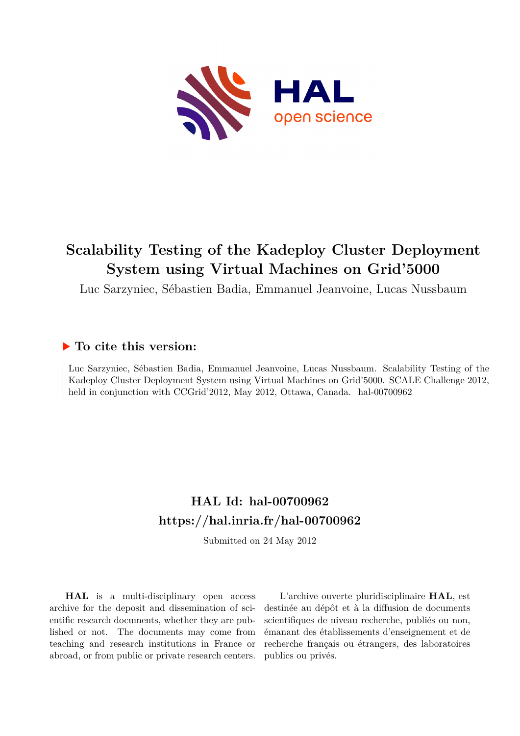# Scalability Testing of the Kadeploy Cluster Deployment System using Virtual Machines on Grid'5000

Luc Sarzyniec, Sébastien Badia, Emmanuel Jeanvoine, Lucas Nussbaum

## To cite this version:

Luc Sarzyniec, Sébastien Badia, Emmanuel Jeanvoine, Lucas Nussbaum. Scalability Testing of the Kadeploy Cluster Deployment System using Virtual Machines on Grid'5000. SCALE Challenge 2012, held in conjunction with CCGrid'2012, May 2012, Ottawa, Canada. hal-00700962

## HAL Id: hal-00700962
## https://hal.inria.fr/hal-00700962

Submitted on 24 May 2012

**HAL** is a multi-disciplinary open access archive for the deposit and dissemination of scientific research documents, whether they are published or not. The documents may come from teaching and research institutions in France or abroad, or from public or private research centers.

L'archive ouverte pluridisciplinaire **HAL**, est destinée au dépôt et à la diffusion de documents scientifiques de niveau recherche, publiés ou non, émanant des établissements d'enseignement et de recherche français ou étrangers, des laboratoires publics ou privés.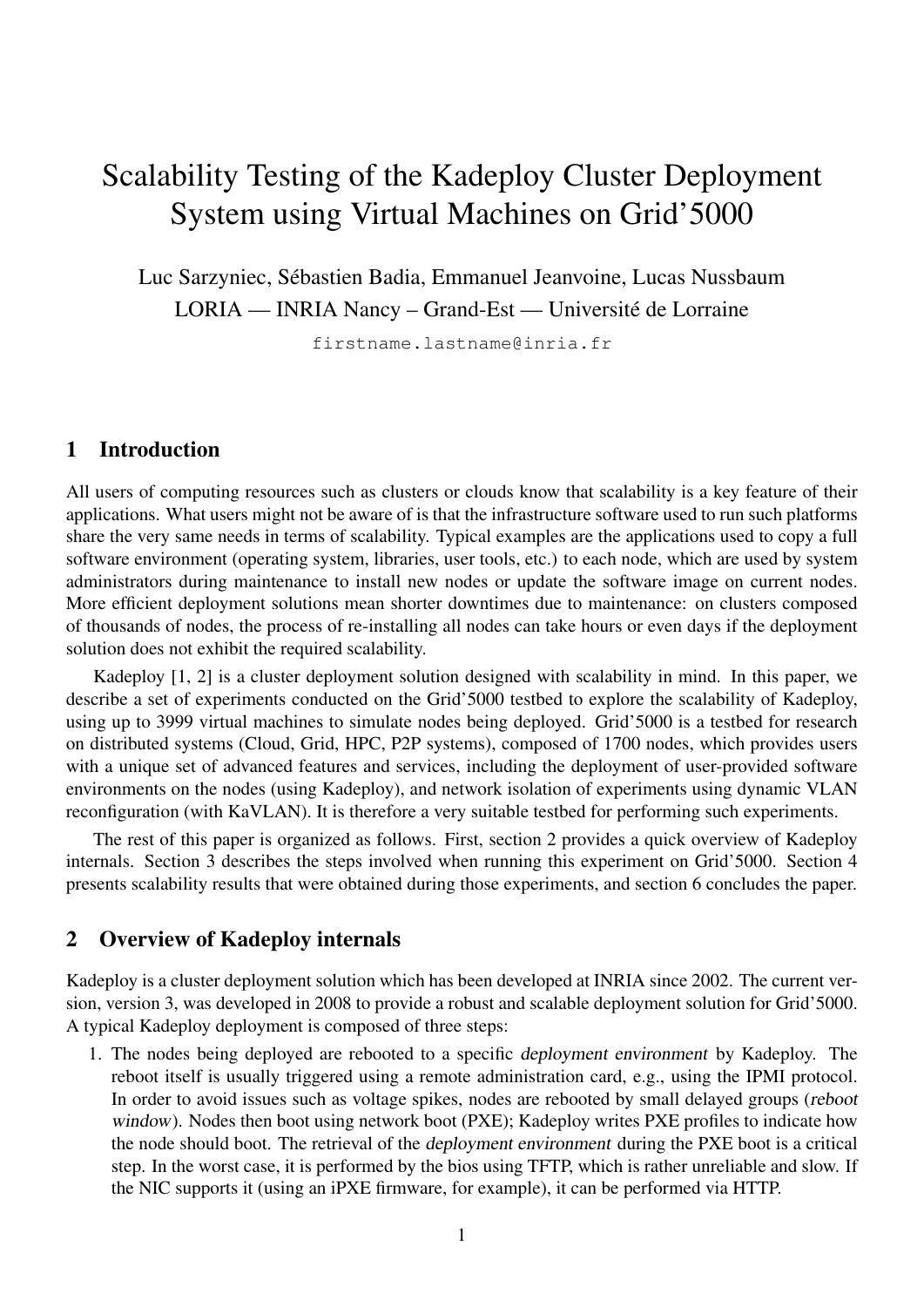# Scalability Testing of the Kadeploy Cluster Deployment System using Virtual Machines on Grid'5000

Luc Sarzyniec, Sébastien Badia, Emmanuel Jeanvoine, Lucas Nussbaum
LORIA — INRIA Nancy – Grand-Est — Université de Lorraine

firstname.lastname@inria.fr

## 1 Introduction

All users of computing resources such as clusters or clouds know that scalability is a key feature of their applications. What users might not be aware of is that the infrastructure software used to run such platforms share the very same needs in terms of scalability. Typical examples are the applications used to copy a full software environment (operating system, libraries, user tools, etc.) to each node, which are used by system administrators during maintenance to install new nodes or update the software image on current nodes. More efficient deployment solutions mean shorter downtimes due to maintenance: on clusters composed of thousands of nodes, the process of re-installing all nodes can take hours or even days if the deployment solution does not exhibit the required scalability.

Kadeploy [1, 2] is a cluster deployment solution designed with scalability in mind. In this paper, we describe a set of experiments conducted on the Grid'5000 testbed to explore the scalability of Kadeploy, using up to 3999 virtual machines to simulate nodes being deployed. Grid'5000 is a testbed for research on distributed systems (Cloud, Grid, HPC, P2P systems), composed of 1700 nodes, which provides users with a unique set of advanced features and services, including the deployment of user-provided software environments on the nodes (using Kadeploy), and network isolation of experiments using dynamic VLAN reconfiguration (with KaVLAN). It is therefore a very suitable testbed for performing such experiments.

The rest of this paper is organized as follows. First, section 2 provides a quick overview of Kadeploy internals. Section 3 describes the steps involved when running this experiment on Grid'5000. Section 4 presents scalability results that were obtained during those experiments, and section 6 concludes the paper.

## 2 Overview of Kadeploy internals

Kadeploy is a cluster deployment solution which has been developed at INRIA since 2002. The current version, version 3, was developed in 2008 to provide a robust and scalable deployment solution for Grid'5000. A typical Kadeploy deployment is composed of three steps:

1. The nodes being deployed are rebooted to a specific *deployment environment* by Kadeploy. The reboot itself is usually triggered using a remote administration card, e.g., using the IPMI protocol. In order to avoid issues such as voltage spikes, nodes are rebooted by small delayed groups (*reboot window*). Nodes then boot using network boot (PXE); Kadeploy writes PXE profiles to indicate how the node should boot. The retrieval of the *deployment environment* during the PXE boot is a critical step. In the worst case, it is performed by the bios using TFTP, which is rather unreliable and slow. If the NIC supports it (using an iPXE firmware, for example), it can be performed via HTTP.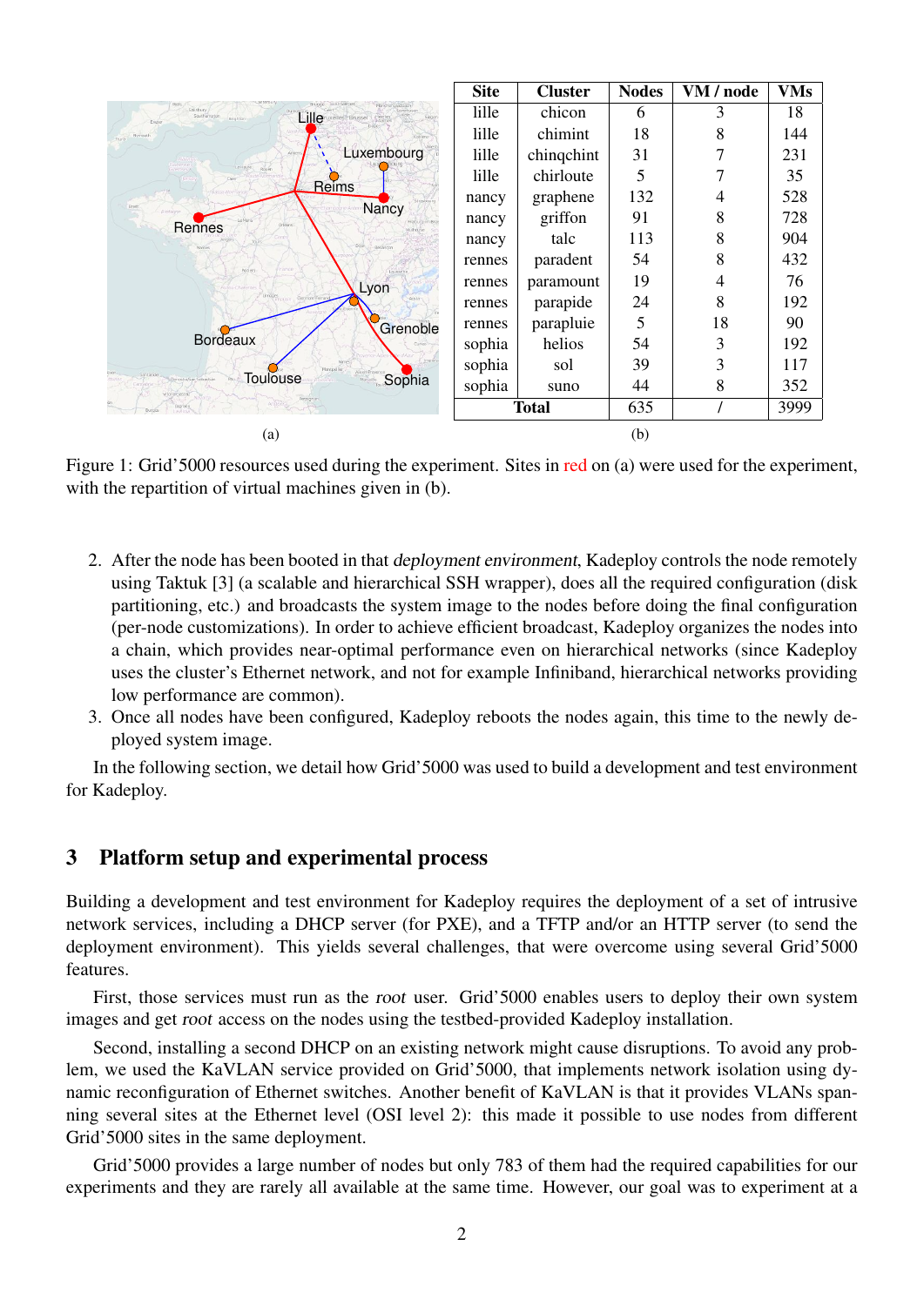| Site | Cluster | Nodes | VM / node | VMs |
|---|---|---|---|---|
| lille | chicon | 6 | 3 | 18 |
| lille | chimint | 18 | 8 | 144 |
| lille | chinqchint | 31 | 7 | 231 |
| lille | chirloute | 5 | 7 | 35 |
| nancy | graphene | 132 | 4 | 528 |
| nancy | griffon | 91 | 8 | 728 |
| nancy | talc | 113 | 8 | 904 |
| rennes | paradent | 54 | 8 | 432 |
| rennes | paramount | 19 | 4 | 76 |
| rennes | parapide | 24 | 8 | 192 |
| rennes | parapluie | 5 | 18 | 90 |
| sophia | helios | 54 | 3 | 192 |
| sophia | sol | 39 | 3 | 117 |
| sophia | suno | 44 | 8 | 352 |
| **Total** | | 635 | / | 3999 |

(a) (b)

Figure 1: Grid'5000 resources used during the experiment. Sites in red on (a) were used for the experiment, with the repartition of virtual machines given in (b).

2. After the node has been booted in that *deployment environment*, Kadeploy controls the node remotely using Taktuk [3] (a scalable and hierarchical SSH wrapper), does all the required configuration (disk partitioning, etc.) and broadcasts the system image to the nodes before doing the final configuration (per-node customizations). In order to achieve efficient broadcast, Kadeploy organizes the nodes into a chain, which provides near-optimal performance even on hierarchical networks (since Kadeploy uses the cluster's Ethernet network, and not for example Infiniband, hierarchical networks providing low performance are common).
3. Once all nodes have been configured, Kadeploy reboots the nodes again, this time to the newly deployed system image.

In the following section, we detail how Grid'5000 was used to build a development and test environment for Kadeploy.

## 3 Platform setup and experimental process

Building a development and test environment for Kadeploy requires the deployment of a set of intrusive network services, including a DHCP server (for PXE), and a TFTP and/or an HTTP server (to send the deployment environment). This yields several challenges, that were overcome using several Grid'5000 features.

First, those services must run as the *root* user. Grid'5000 enables users to deploy their own system images and get *root* access on the nodes using the testbed-provided Kadeploy installation.

Second, installing a second DHCP on an existing network might cause disruptions. To avoid any problem, we used the KaVLAN service provided on Grid'5000, that implements network isolation using dynamic reconfiguration of Ethernet switches. Another benefit of KaVLAN is that it provides VLANs spanning several sites at the Ethernet level (OSI level 2): this made it possible to use nodes from different Grid'5000 sites in the same deployment.

Grid'5000 provides a large number of nodes but only 783 of them had the required capabilities for our experiments and they are rarely all available at the same time. However, our goal was to experiment at a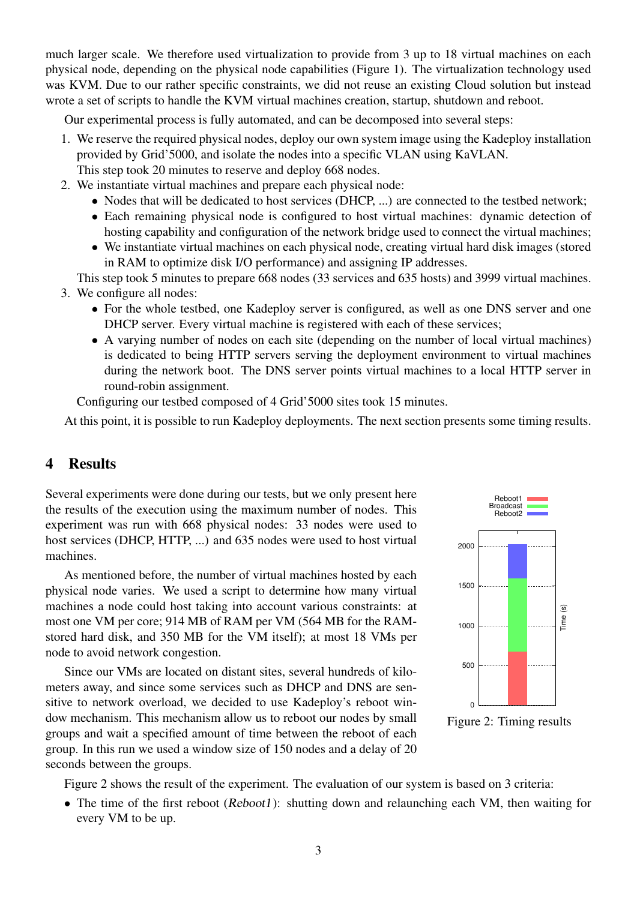much larger scale. We therefore used virtualization to provide from 3 up to 18 virtual machines on each physical node, depending on the physical node capabilities (Figure 1). The virtualization technology used was KVM. Due to our rather specific constraints, we did not reuse an existing Cloud solution but instead wrote a set of scripts to handle the KVM virtual machines creation, startup, shutdown and reboot.

Our experimental process is fully automated, and can be decomposed into several steps:

1. We reserve the required physical nodes, deploy our own system image using the Kadeploy installation provided by Grid'5000, and isolate the nodes into a specific VLAN using KaVLAN.
   This step took 20 minutes to reserve and deploy 668 nodes.
2. We instantiate virtual machines and prepare each physical node:
   - Nodes that will be dedicated to host services (DHCP, ...) are connected to the testbed network;
   - Each remaining physical node is configured to host virtual machines: dynamic detection of hosting capability and configuration of the network bridge used to connect the virtual machines;
   - We instantiate virtual machines on each physical node, creating virtual hard disk images (stored in RAM to optimize disk I/O performance) and assigning IP addresses.

   This step took 5 minutes to prepare 668 nodes (33 services and 635 hosts) and 3999 virtual machines.
3. We configure all nodes:
   - For the whole testbed, one Kadeploy server is configured, as well as one DNS server and one DHCP server. Every virtual machine is registered with each of these services;
   - A varying number of nodes on each site (depending on the number of local virtual machines) is dedicated to being HTTP servers serving the deployment environment to virtual machines during the network boot. The DNS server points virtual machines to a local HTTP server in round-robin assignment.

   Configuring our testbed composed of 4 Grid'5000 sites took 15 minutes.

At this point, it is possible to run Kadeploy deployments. The next section presents some timing results.

## 4 Results

Several experiments were done during our tests, but we only present here the results of the execution using the maximum number of nodes. This experiment was run with 668 physical nodes: 33 nodes were used to host services (DHCP, HTTP, ...) and 635 nodes were used to host virtual machines.

As mentioned before, the number of virtual machines hosted by each physical node varies. We used a script to determine how many virtual machines a node could host taking into account various constraints: at most one VM per core; 914 MB of RAM per VM (564 MB for the RAM-stored hard disk, and 350 MB for the VM itself); at most 18 VMs per node to avoid network congestion.

Since our VMs are located on distant sites, several hundreds of kilometers away, and since some services such as DHCP and DNS are sensitive to network overload, we decided to use Kadeploy's reboot window mechanism. This mechanism allow us to reboot our nodes by small groups and wait a specified amount of time between the reboot of each group. In this run we used a window size of 150 nodes and a delay of 20 seconds between the groups.

Figure 2: Timing results

Figure 2 shows the result of the experiment. The evaluation of our system is based on 3 criteria:

- The time of the first reboot (*Reboot1*): shutting down and relaunching each VM, then waiting for every VM to be up.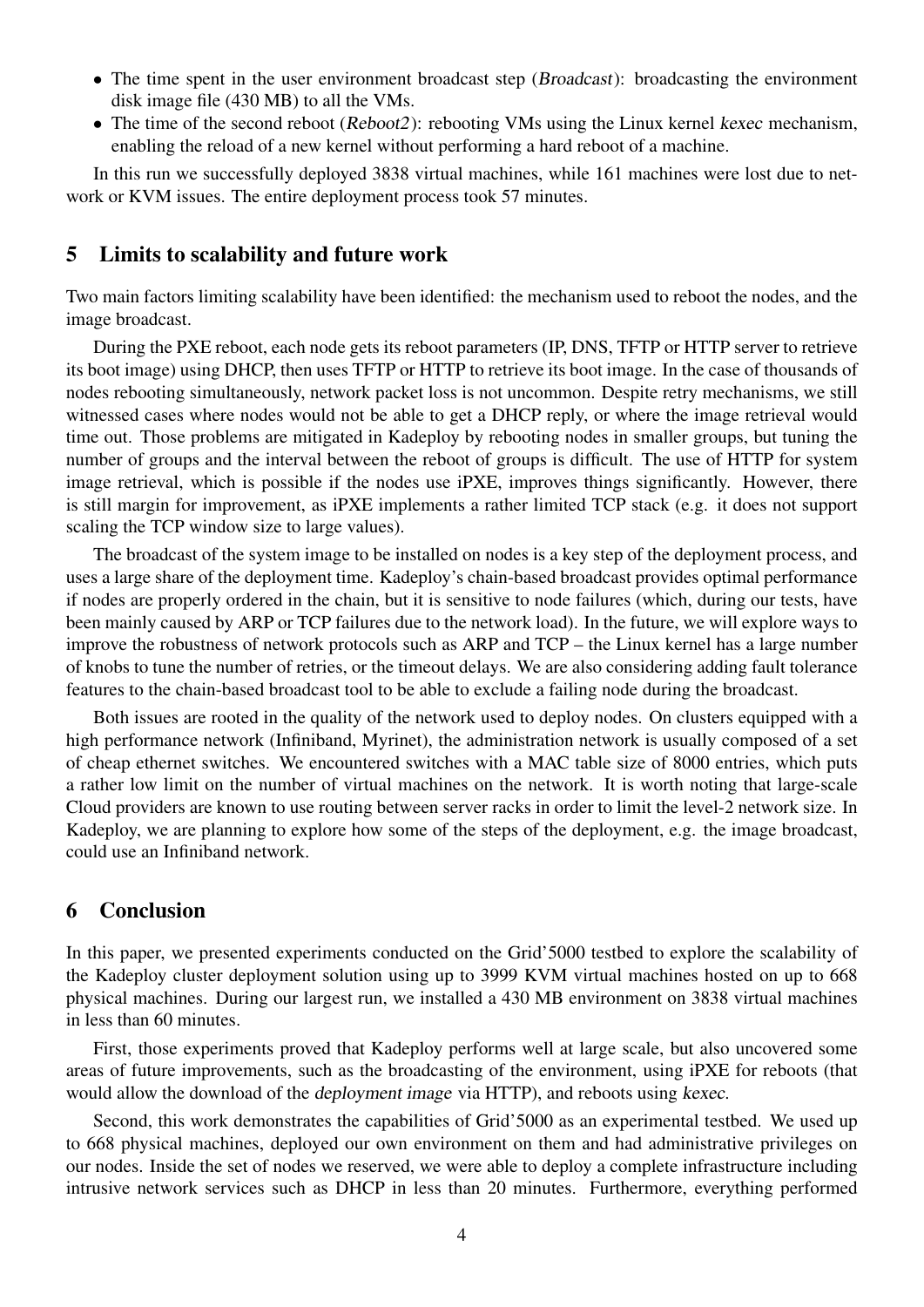- The time spent in the user environment broadcast step (*Broadcast*): broadcasting the environment disk image file (430 MB) to all the VMs.
- The time of the second reboot (*Reboot2*): rebooting VMs using the Linux kernel *kexec* mechanism, enabling the reload of a new kernel without performing a hard reboot of a machine.

In this run we successfully deployed 3838 virtual machines, while 161 machines were lost due to network or KVM issues. The entire deployment process took 57 minutes.

## 5 Limits to scalability and future work

Two main factors limiting scalability have been identified: the mechanism used to reboot the nodes, and the image broadcast.

During the PXE reboot, each node gets its reboot parameters (IP, DNS, TFTP or HTTP server to retrieve its boot image) using DHCP, then uses TFTP or HTTP to retrieve its boot image. In the case of thousands of nodes rebooting simultaneously, network packet loss is not uncommon. Despite retry mechanisms, we still witnessed cases where nodes would not be able to get a DHCP reply, or where the image retrieval would time out. Those problems are mitigated in Kadeploy by rebooting nodes in smaller groups, but tuning the number of groups and the interval between the reboot of groups is difficult. The use of HTTP for system image retrieval, which is possible if the nodes use iPXE, improves things significantly. However, there is still margin for improvement, as iPXE implements a rather limited TCP stack (e.g. it does not support scaling the TCP window size to large values).

The broadcast of the system image to be installed on nodes is a key step of the deployment process, and uses a large share of the deployment time. Kadeploy's chain-based broadcast provides optimal performance if nodes are properly ordered in the chain, but it is sensitive to node failures (which, during our tests, have been mainly caused by ARP or TCP failures due to the network load). In the future, we will explore ways to improve the robustness of network protocols such as ARP and TCP – the Linux kernel has a large number of knobs to tune the number of retries, or the timeout delays. We are also considering adding fault tolerance features to the chain-based broadcast tool to be able to exclude a failing node during the broadcast.

Both issues are rooted in the quality of the network used to deploy nodes. On clusters equipped with a high performance network (Infiniband, Myrinet), the administration network is usually composed of a set of cheap ethernet switches. We encountered switches with a MAC table size of 8000 entries, which puts a rather low limit on the number of virtual machines on the network. It is worth noting that large-scale Cloud providers are known to use routing between server racks in order to limit the level-2 network size. In Kadeploy, we are planning to explore how some of the steps of the deployment, e.g. the image broadcast, could use an Infiniband network.

## 6 Conclusion

In this paper, we presented experiments conducted on the Grid'5000 testbed to explore the scalability of the Kadeploy cluster deployment solution using up to 3999 KVM virtual machines hosted on up to 668 physical machines. During our largest run, we installed a 430 MB environment on 3838 virtual machines in less than 60 minutes.

First, those experiments proved that Kadeploy performs well at large scale, but also uncovered some areas of future improvements, such as the broadcasting of the environment, using iPXE for reboots (that would allow the download of the *deployment image* via HTTP), and reboots using *kexec*.

Second, this work demonstrates the capabilities of Grid'5000 as an experimental testbed. We used up to 668 physical machines, deployed our own environment on them and had administrative privileges on our nodes. Inside the set of nodes we reserved, we were able to deploy a complete infrastructure including intrusive network services such as DHCP in less than 20 minutes. Furthermore, everything performed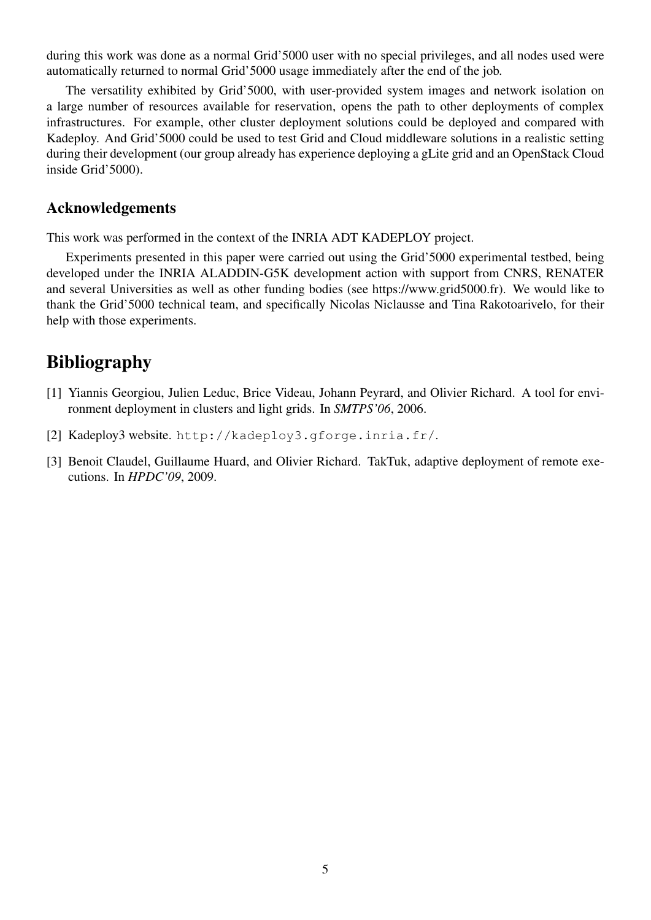during this work was done as a normal Grid'5000 user with no special privileges, and all nodes used were automatically returned to normal Grid'5000 usage immediately after the end of the job.

The versatility exhibited by Grid'5000, with user-provided system images and network isolation on a large number of resources available for reservation, opens the path to other deployments of complex infrastructures. For example, other cluster deployment solutions could be deployed and compared with Kadeploy. And Grid'5000 could be used to test Grid and Cloud middleware solutions in a realistic setting during their development (our group already has experience deploying a gLite grid and an OpenStack Cloud inside Grid'5000).

## Acknowledgements

This work was performed in the context of the INRIA ADT KADEPLOY project.

Experiments presented in this paper were carried out using the Grid'5000 experimental testbed, being developed under the INRIA ALADDIN-G5K development action with support from CNRS, RENATER and several Universities as well as other funding bodies (see https://www.grid5000.fr). We would like to thank the Grid'5000 technical team, and specifically Nicolas Niclausse and Tina Rakotoarivelo, for their help with those experiments.

# Bibliography

[1] Yiannis Georgiou, Julien Leduc, Brice Videau, Johann Peyrard, and Olivier Richard. A tool for environment deployment in clusters and light grids. In *SMTPS'06*, 2006.

[2] Kadeploy3 website. `http://kadeploy3.gforge.inria.fr/`.

[3] Benoit Claudel, Guillaume Huard, and Olivier Richard. TakTuk, adaptive deployment of remote executions. In *HPDC'09*, 2009.